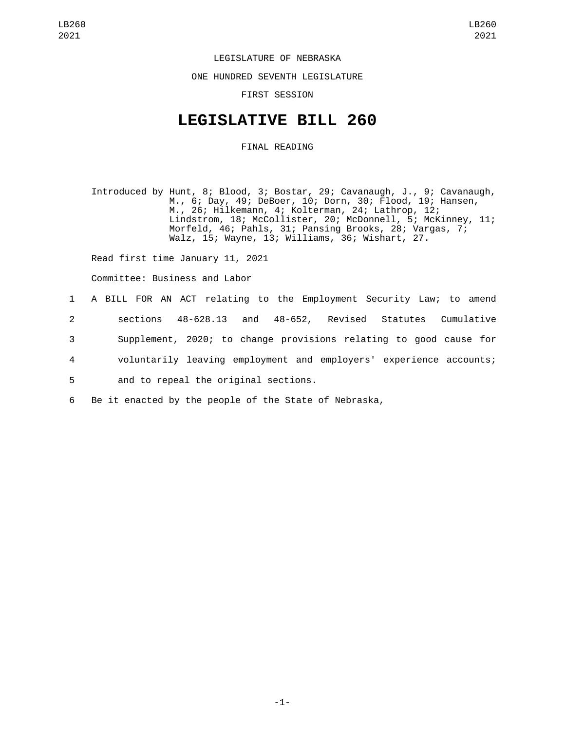LEGISLATURE OF NEBRASKA

ONE HUNDRED SEVENTH LEGISLATURE

FIRST SESSION

# LEGISLATIVE BILL 260

FINAL READING

Introduced by Hunt, 8; Blood, 3; Bostar, 29; Cavanaugh, J., 9; Cavanaugh, M., 6; Day, 49; DeBoer, 10; Dorn, 30; Flood, 19; Hansen, M., 26; Hilkemann, 4; Kolterman, 24; Lathrop, 12; Lindstrom, 18; McCollister, 20; McDonnell, 5; McKinney, 11; Morfeld, 46; Pahls, 31; Pansing Brooks, 28; Vargas, 7; Walz, 15; Wayne, 13; Williams, 36; Wishart, 27.

Read first time January 11, 2021

Committee: Business and Labor

1 A BILL FOR AN ACT relating to the Employment Security Law; to amend
2 sections 48-628.13 and 48-652, Revised Statutes Cumulative
3 Supplement, 2020; to change provisions relating to good cause for
4 voluntarily leaving employment and employers' experience accounts;
5 and to repeal the original sections.
6 Be it enacted by the people of the State of Nebraska,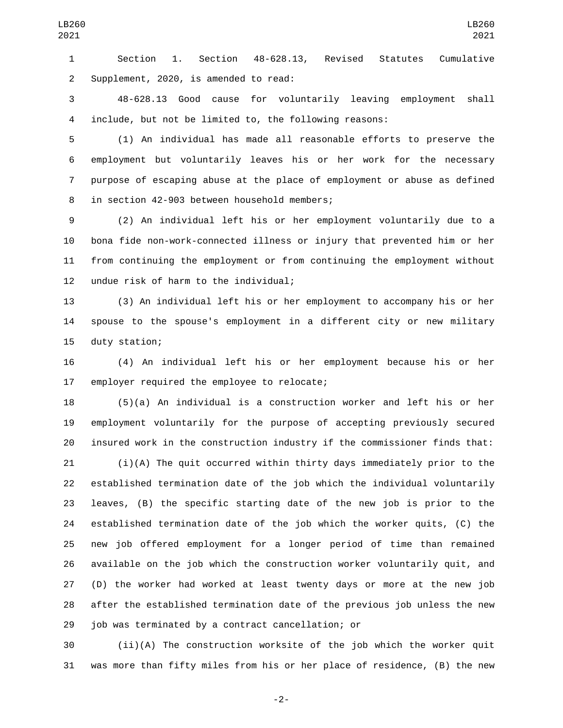Section 1. Section 48-628.13, Revised Statutes Cumulative Supplement, 2020, is amended to read:

48-628.13 Good cause for voluntarily leaving employment shall include, but not be limited to, the following reasons:

(1) An individual has made all reasonable efforts to preserve the employment but voluntarily leaves his or her work for the necessary purpose of escaping abuse at the place of employment or abuse as defined in section 42-903 between household members;

(2) An individual left his or her employment voluntarily due to a bona fide non-work-connected illness or injury that prevented him or her from continuing the employment or from continuing the employment without undue risk of harm to the individual;

(3) An individual left his or her employment to accompany his or her spouse to the spouse's employment in a different city or new military duty station;

(4) An individual left his or her employment because his or her employer required the employee to relocate;

(5)(a) An individual is a construction worker and left his or her employment voluntarily for the purpose of accepting previously secured insured work in the construction industry if the commissioner finds that:

(i)(A) The quit occurred within thirty days immediately prior to the established termination date of the job which the individual voluntarily leaves, (B) the specific starting date of the new job is prior to the established termination date of the job which the worker quits, (C) the new job offered employment for a longer period of time than remained available on the job which the construction worker voluntarily quit, and (D) the worker had worked at least twenty days or more at the new job after the established termination date of the previous job unless the new job was terminated by a contract cancellation; or

(ii)(A) The construction worksite of the job which the worker quit was more than fifty miles from his or her place of residence, (B) the new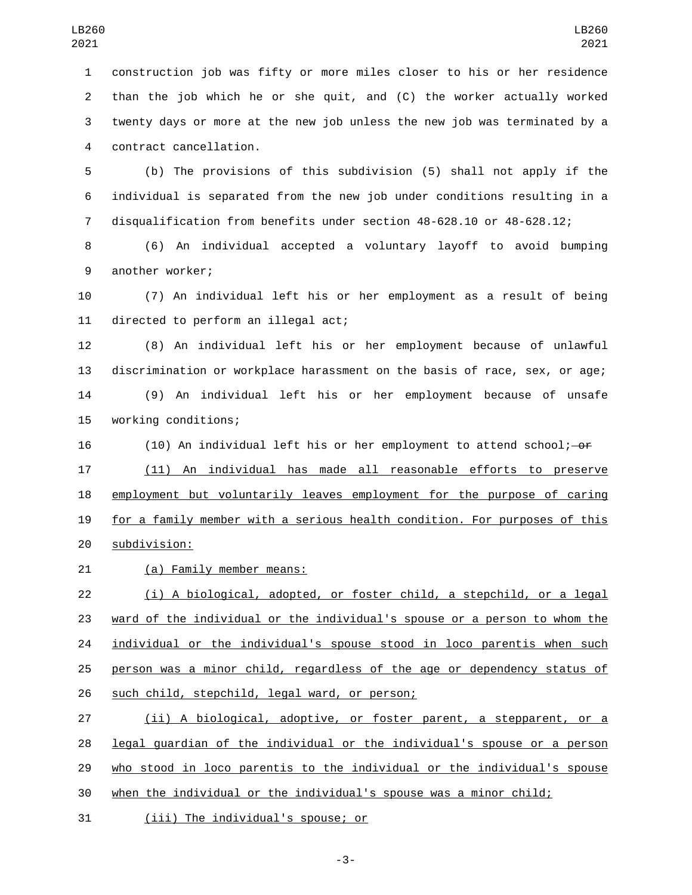construction job was fifty or more miles closer to his or her residence than the job which he or she quit, and (C) the worker actually worked twenty days or more at the new job unless the new job was terminated by a contract cancellation.

(b) The provisions of this subdivision (5) shall not apply if the individual is separated from the new job under conditions resulting in a disqualification from benefits under section 48-628.10 or 48-628.12;

(6) An individual accepted a voluntary layoff to avoid bumping another worker;

(7) An individual left his or her employment as a result of being directed to perform an illegal act;

(8) An individual left his or her employment because of unlawful discrimination or workplace harassment on the basis of race, sex, or age;

(9) An individual left his or her employment because of unsafe working conditions;

(10) An individual left his or her employment to attend school; ~~or~~

<u>(11) An individual has made all reasonable efforts to preserve employment but voluntarily leaves employment for the purpose of caring for a family member with a serious health condition. For purposes of this subdivision:</u>

<u>(a) Family member means:</u>

<u>(i) A biological, adopted, or foster child, a stepchild, or a legal ward of the individual or the individual's spouse or a person to whom the individual or the individual's spouse stood in loco parentis when such person was a minor child, regardless of the age or dependency status of such child, stepchild, legal ward, or person;</u>

<u>(ii) A biological, adoptive, or foster parent, a stepparent, or a legal guardian of the individual or the individual's spouse or a person who stood in loco parentis to the individual or the individual's spouse when the individual or the individual's spouse was a minor child;</u>

<u>(iii) The individual's spouse; or</u>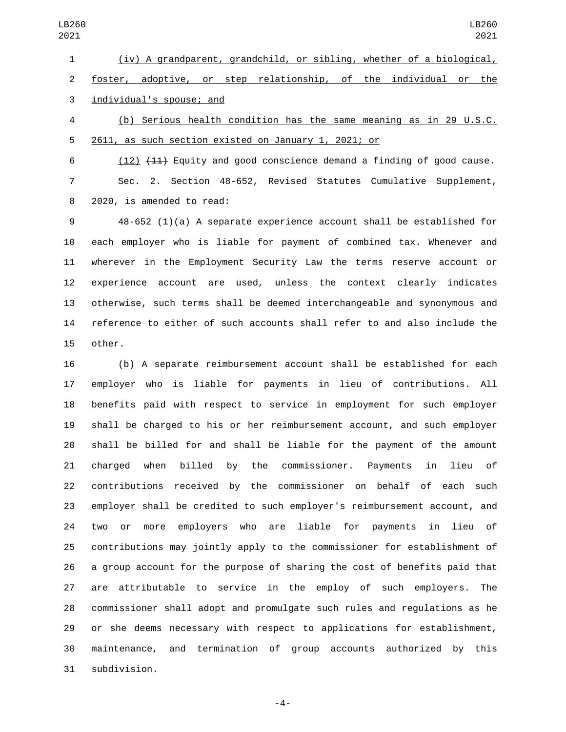(iv) A grandparent, grandchild, or sibling, whether of a biological, foster, adoptive, or step relationship, of the individual or the individual's spouse; and

(b) Serious health condition has the same meaning as in 29 U.S.C. 2611, as such section existed on January 1, 2021; or

(12) ~~(11)~~ Equity and good conscience demand a finding of good cause.

Sec. 2. Section 48-652, Revised Statutes Cumulative Supplement, 2020, is amended to read:

48-652 (1)(a) A separate experience account shall be established for each employer who is liable for payment of combined tax. Whenever and wherever in the Employment Security Law the terms reserve account or experience account are used, unless the context clearly indicates otherwise, such terms shall be deemed interchangeable and synonymous and reference to either of such accounts shall refer to and also include the other.

(b) A separate reimbursement account shall be established for each employer who is liable for payments in lieu of contributions. All benefits paid with respect to service in employment for such employer shall be charged to his or her reimbursement account, and such employer shall be billed for and shall be liable for the payment of the amount charged when billed by the commissioner. Payments in lieu of contributions received by the commissioner on behalf of each such employer shall be credited to such employer's reimbursement account, and two or more employers who are liable for payments in lieu of contributions may jointly apply to the commissioner for establishment of a group account for the purpose of sharing the cost of benefits paid that are attributable to service in the employ of such employers. The commissioner shall adopt and promulgate such rules and regulations as he or she deems necessary with respect to applications for establishment, maintenance, and termination of group accounts authorized by this subdivision.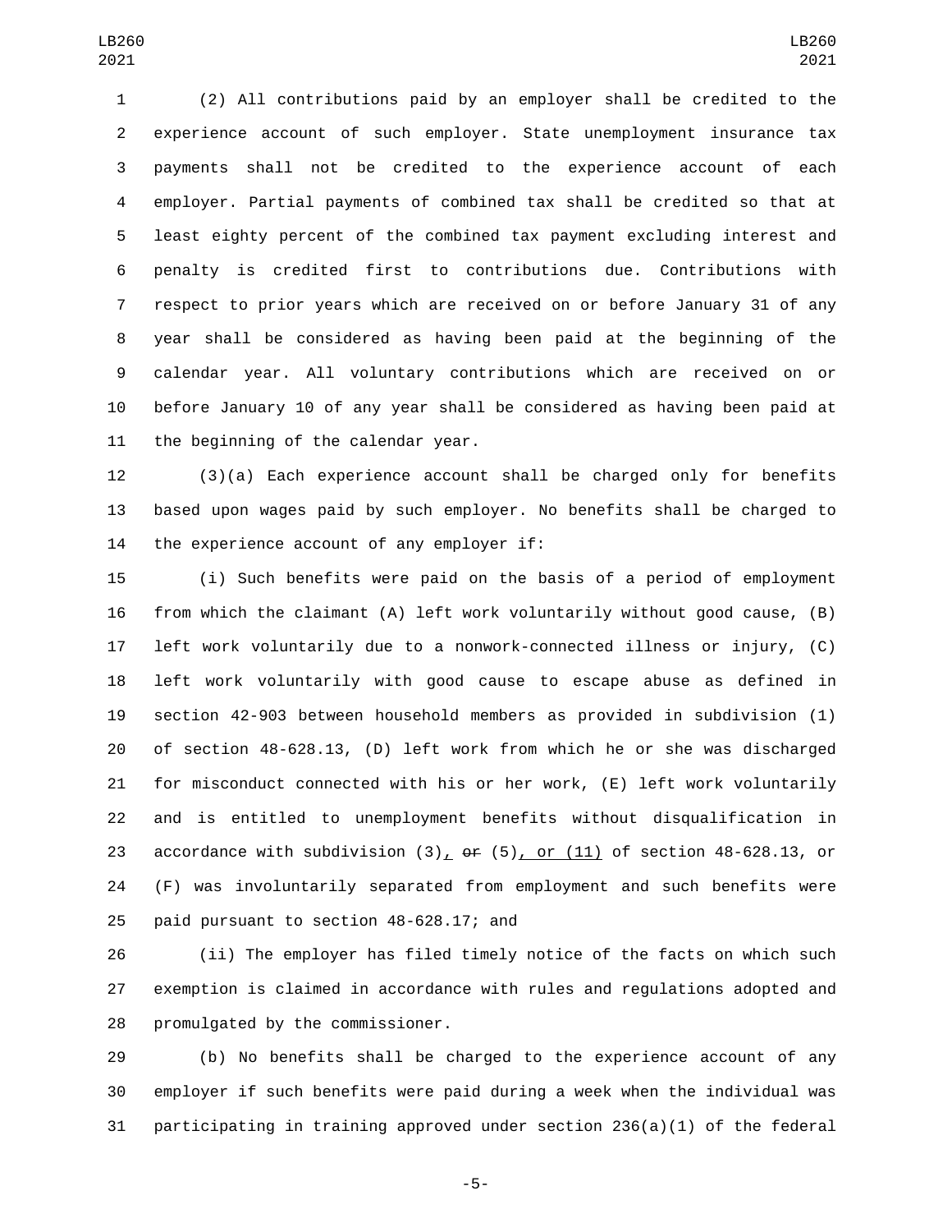(2) All contributions paid by an employer shall be credited to the experience account of such employer. State unemployment insurance tax payments shall not be credited to the experience account of each employer. Partial payments of combined tax shall be credited so that at least eighty percent of the combined tax payment excluding interest and penalty is credited first to contributions due. Contributions with respect to prior years which are received on or before January 31 of any year shall be considered as having been paid at the beginning of the calendar year. All voluntary contributions which are received on or before January 10 of any year shall be considered as having been paid at the beginning of the calendar year.

(3)(a) Each experience account shall be charged only for benefits based upon wages paid by such employer. No benefits shall be charged to the experience account of any employer if:

(i) Such benefits were paid on the basis of a period of employment from which the claimant (A) left work voluntarily without good cause, (B) left work voluntarily due to a nonwork-connected illness or injury, (C) left work voluntarily with good cause to escape abuse as defined in section 42-903 between household members as provided in subdivision (1) of section 48-628.13, (D) left work from which he or she was discharged for misconduct connected with his or her work, (E) left work voluntarily and is entitled to unemployment benefits without disqualification in accordance with subdivision (3), ~~or~~ (5), or (11) of section 48-628.13, or (F) was involuntarily separated from employment and such benefits were paid pursuant to section 48-628.17; and

(ii) The employer has filed timely notice of the facts on which such exemption is claimed in accordance with rules and regulations adopted and promulgated by the commissioner.

(b) No benefits shall be charged to the experience account of any employer if such benefits were paid during a week when the individual was participating in training approved under section 236(a)(1) of the federal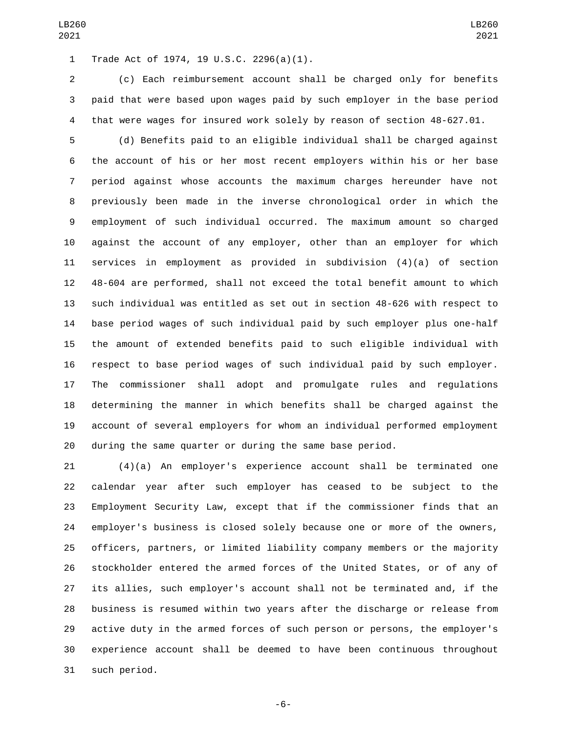Trade Act of 1974, 19 U.S.C. 2296(a)(1).

(c) Each reimbursement account shall be charged only for benefits paid that were based upon wages paid by such employer in the base period that were wages for insured work solely by reason of section 48-627.01.

(d) Benefits paid to an eligible individual shall be charged against the account of his or her most recent employers within his or her base period against whose accounts the maximum charges hereunder have not previously been made in the inverse chronological order in which the employment of such individual occurred. The maximum amount so charged against the account of any employer, other than an employer for which services in employment as provided in subdivision (4)(a) of section 48-604 are performed, shall not exceed the total benefit amount to which such individual was entitled as set out in section 48-626 with respect to base period wages of such individual paid by such employer plus one-half the amount of extended benefits paid to such eligible individual with respect to base period wages of such individual paid by such employer. The commissioner shall adopt and promulgate rules and regulations determining the manner in which benefits shall be charged against the account of several employers for whom an individual performed employment during the same quarter or during the same base period.

(4)(a) An employer's experience account shall be terminated one calendar year after such employer has ceased to be subject to the Employment Security Law, except that if the commissioner finds that an employer's business is closed solely because one or more of the owners, officers, partners, or limited liability company members or the majority stockholder entered the armed forces of the United States, or of any of its allies, such employer's account shall not be terminated and, if the business is resumed within two years after the discharge or release from active duty in the armed forces of such person or persons, the employer's experience account shall be deemed to have been continuous throughout such period.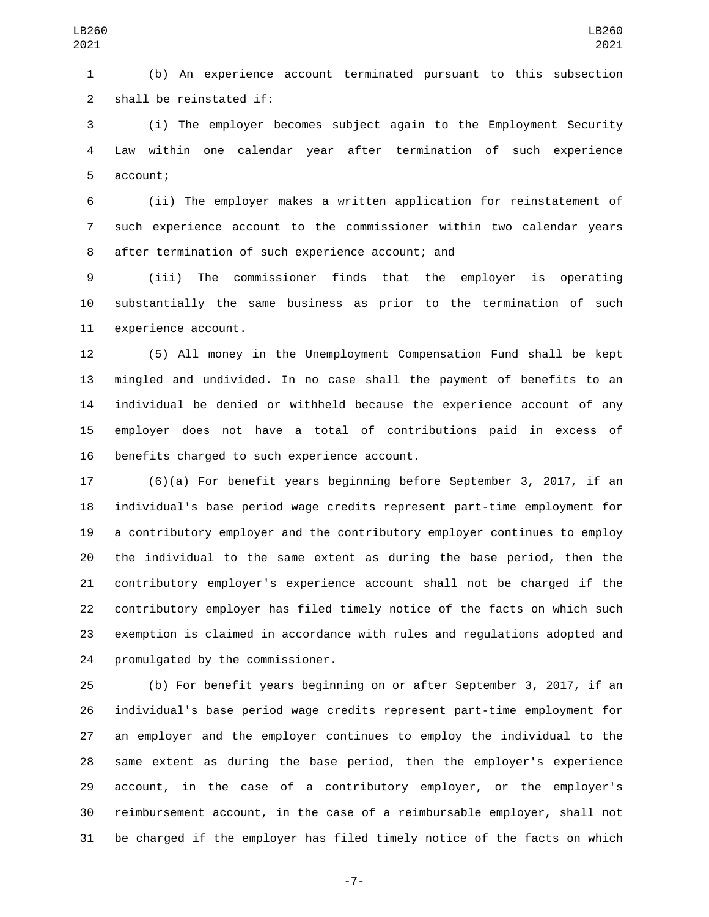(b) An experience account terminated pursuant to this subsection shall be reinstated if:

(i) The employer becomes subject again to the Employment Security Law within one calendar year after termination of such experience account;

(ii) The employer makes a written application for reinstatement of such experience account to the commissioner within two calendar years after termination of such experience account; and

(iii) The commissioner finds that the employer is operating substantially the same business as prior to the termination of such experience account.

(5) All money in the Unemployment Compensation Fund shall be kept mingled and undivided. In no case shall the payment of benefits to an individual be denied or withheld because the experience account of any employer does not have a total of contributions paid in excess of benefits charged to such experience account.

(6)(a) For benefit years beginning before September 3, 2017, if an individual's base period wage credits represent part-time employment for a contributory employer and the contributory employer continues to employ the individual to the same extent as during the base period, then the contributory employer's experience account shall not be charged if the contributory employer has filed timely notice of the facts on which such exemption is claimed in accordance with rules and regulations adopted and promulgated by the commissioner.

(b) For benefit years beginning on or after September 3, 2017, if an individual's base period wage credits represent part-time employment for an employer and the employer continues to employ the individual to the same extent as during the base period, then the employer's experience account, in the case of a contributory employer, or the employer's reimbursement account, in the case of a reimbursable employer, shall not be charged if the employer has filed timely notice of the facts on which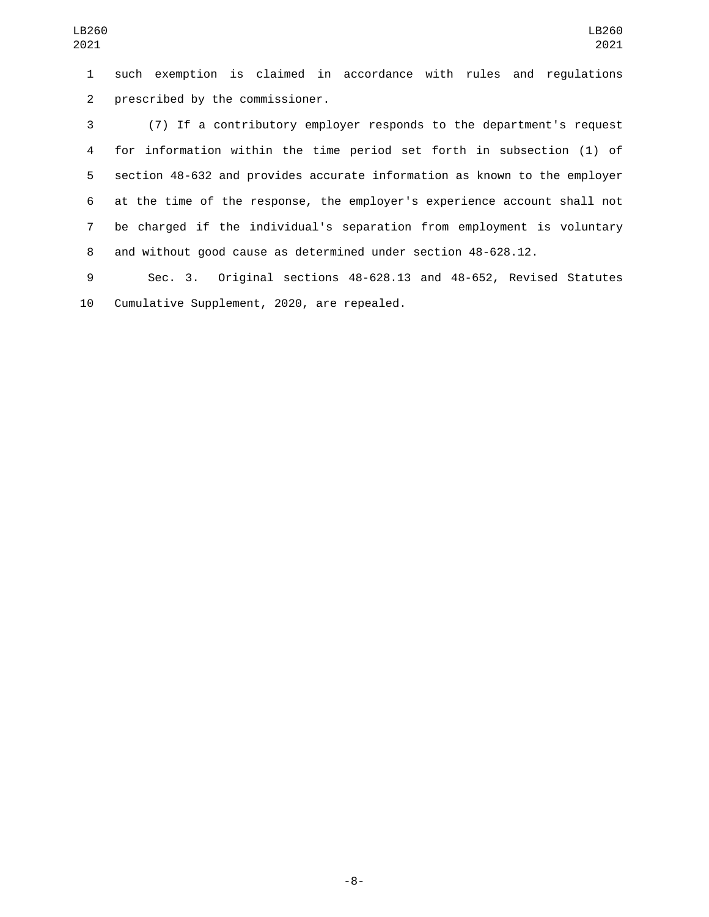such exemption is claimed in accordance with rules and regulations prescribed by the commissioner.

(7) If a contributory employer responds to the department's request for information within the time period set forth in subsection (1) of section 48-632 and provides accurate information as known to the employer at the time of the response, the employer's experience account shall not be charged if the individual's separation from employment is voluntary and without good cause as determined under section 48-628.12.

Sec. 3. Original sections 48-628.13 and 48-652, Revised Statutes Cumulative Supplement, 2020, are repealed.